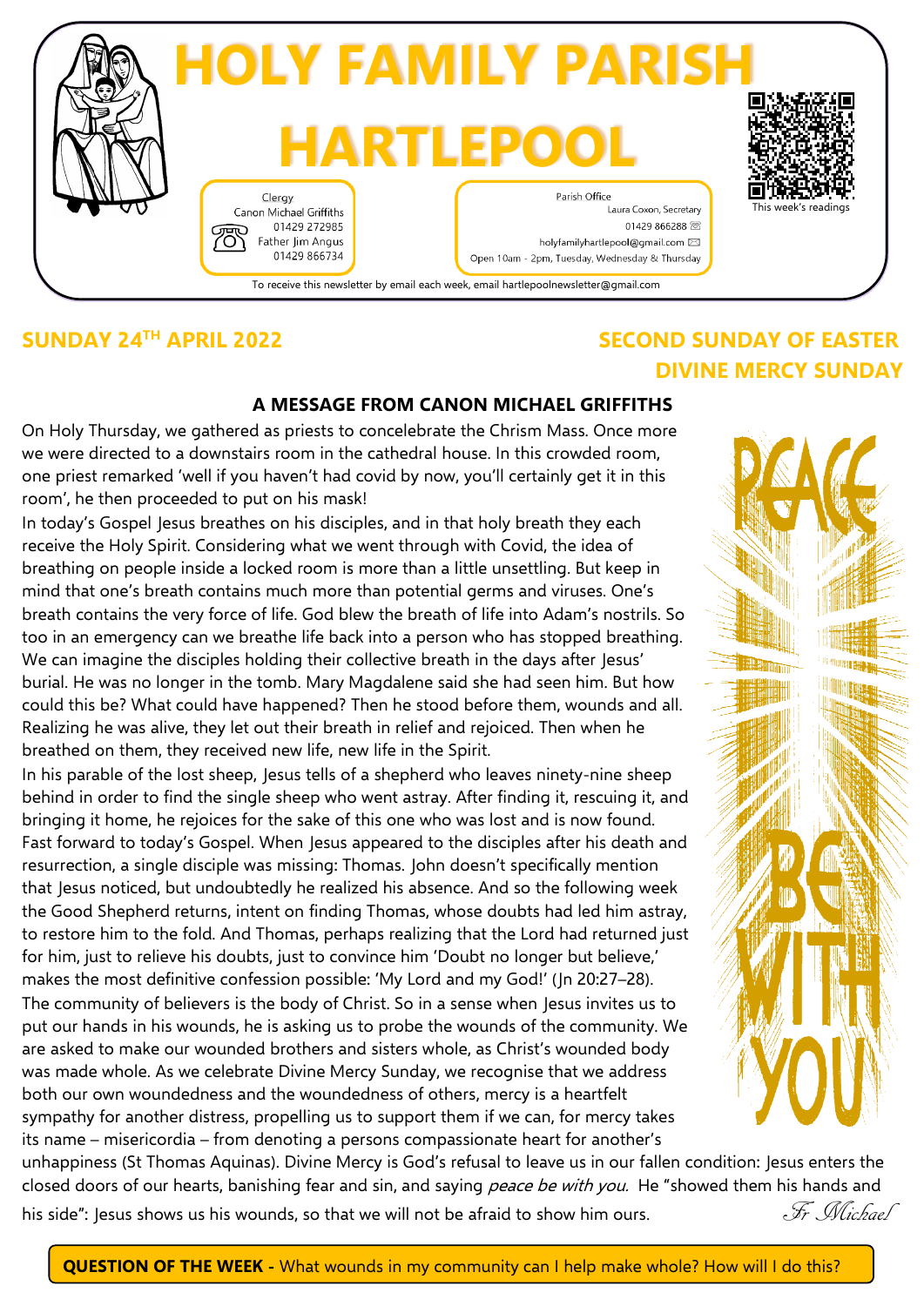# HOLY FAMILY PARISH HARTLEPOOL

Clergy
Canon Michael Griffiths
01429 272985
Father Jim Angus
01429 866734

Parish Office
Laura Coxon, Secretary
01429 866288
holyfamilyhartlepool@gmail.com
Open 10am - 2pm, Tuesday, Wednesday & Thursday

This week's readings

To receive this newsletter by email each week, email hartlepoolnewsletter@gmail.com

## SUNDAY 24TH APRIL 2022

## SECOND SUNDAY OF EASTER DIVINE MERCY SUNDAY

### A MESSAGE FROM CANON MICHAEL GRIFFITHS

On Holy Thursday, we gathered as priests to concelebrate the Chrism Mass. Once more we were directed to a downstairs room in the cathedral house. In this crowded room, one priest remarked 'well if you haven't had covid by now, you'll certainly get it in this room', he then proceeded to put on his mask!

In today's Gospel Jesus breathes on his disciples, and in that holy breath they each receive the Holy Spirit. Considering what we went through with Covid, the idea of breathing on people inside a locked room is more than a little unsettling. But keep in mind that one's breath contains much more than potential germs and viruses. One's breath contains the very force of life. God blew the breath of life into Adam's nostrils. So too in an emergency can we breathe life back into a person who has stopped breathing. We can imagine the disciples holding their collective breath in the days after Jesus' burial. He was no longer in the tomb. Mary Magdalene said she had seen him. But how could this be? What could have happened? Then he stood before them, wounds and all. Realizing he was alive, they let out their breath in relief and rejoiced. Then when he breathed on them, they received new life, new life in the Spirit.

In his parable of the lost sheep, Jesus tells of a shepherd who leaves ninety-nine sheep behind in order to find the single sheep who went astray. After finding it, rescuing it, and bringing it home, he rejoices for the sake of this one who was lost and is now found. Fast forward to today's Gospel. When Jesus appeared to the disciples after his death and resurrection, a single disciple was missing: Thomas. John doesn't specifically mention that Jesus noticed, but undoubtedly he realized his absence. And so the following week the Good Shepherd returns, intent on finding Thomas, whose doubts had led him astray, to restore him to the fold. And Thomas, perhaps realizing that the Lord had returned just for him, just to relieve his doubts, just to convince him 'Doubt no longer but believe,' makes the most definitive confession possible: 'My Lord and my God!' (Jn 20:27–28).

The community of believers is the body of Christ. So in a sense when Jesus invites us to put our hands in his wounds, he is asking us to probe the wounds of the community. We are asked to make our wounded brothers and sisters whole, as Christ's wounded body was made whole. As we celebrate Divine Mercy Sunday, we recognise that we address both our own woundedness and the woundedness of others, mercy is a heartfelt sympathy for another distress, propelling us to support them if we can, for mercy takes its name – misericordia – from denoting a persons compassionate heart for another's unhappiness (St Thomas Aquinas). Divine Mercy is God's refusal to leave us in our fallen condition: Jesus enters the closed doors of our hearts, banishing fear and sin, and saying *peace be with you.* He "showed them his hands and his side": Jesus shows us his wounds, so that we will not be afraid to show him ours.

*Fr Michael*

PEACE BE WITH YOU

**QUESTION OF THE WEEK** - What wounds in my community can I help make whole? How will I do this?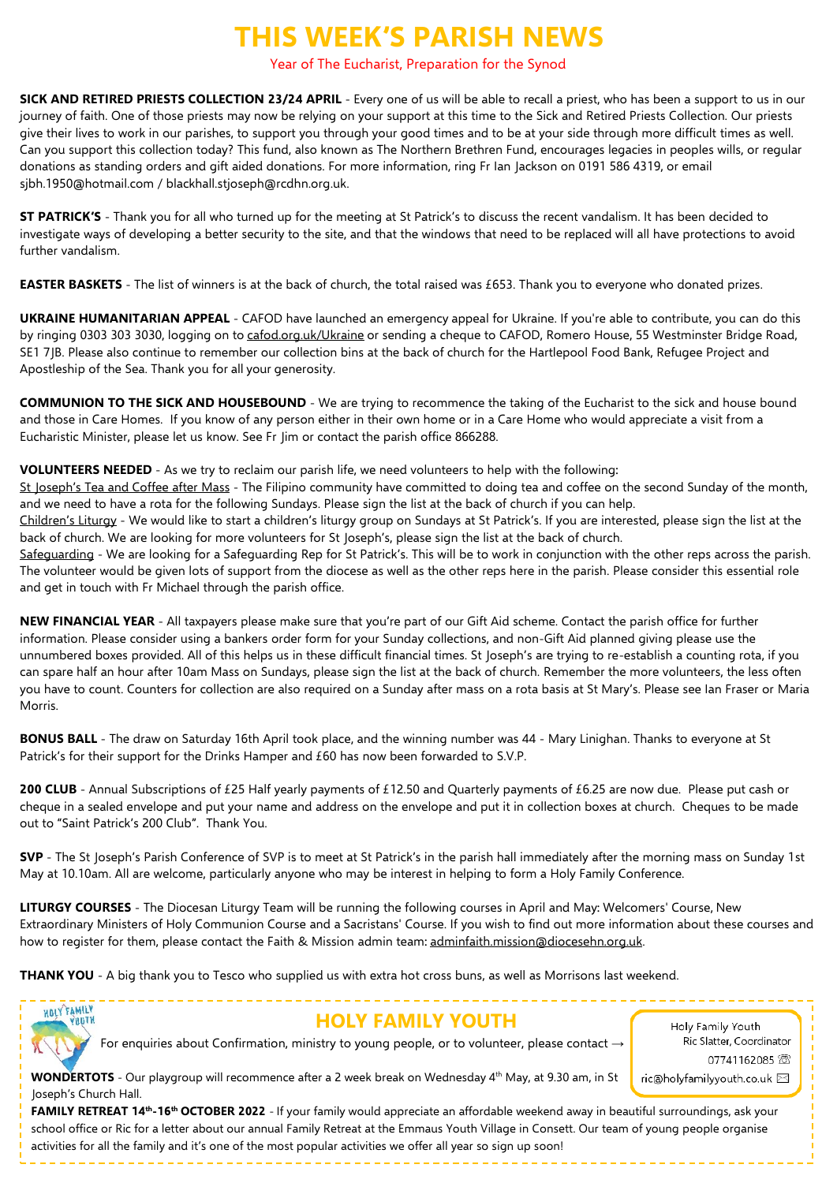# THIS WEEK'S PARISH NEWS

Year of The Eucharist, Preparation for the Synod

**SICK AND RETIRED PRIESTS COLLECTION 23/24 APRIL** - Every one of us will be able to recall a priest, who has been a support to us in our journey of faith. One of those priests may now be relying on your support at this time to the Sick and Retired Priests Collection. Our priests give their lives to work in our parishes, to support you through your good times and to be at your side through more difficult times as well. Can you support this collection today? This fund, also known as The Northern Brethren Fund, encourages legacies in peoples wills, or regular donations as standing orders and gift aided donations. For more information, ring Fr Ian Jackson on 0191 586 4319, or email sjbh.1950@hotmail.com / blackhall.stjoseph@rcdhn.org.uk.

**ST PATRICK'S** - Thank you for all who turned up for the meeting at St Patrick's to discuss the recent vandalism. It has been decided to investigate ways of developing a better security to the site, and that the windows that need to be replaced will all have protections to avoid further vandalism.

**EASTER BASKETS** - The list of winners is at the back of church, the total raised was £653. Thank you to everyone who donated prizes.

**UKRAINE HUMANITARIAN APPEAL** - CAFOD have launched an emergency appeal for Ukraine. If you're able to contribute, you can do this by ringing 0303 303 3030, logging on to cafod.org.uk/Ukraine or sending a cheque to CAFOD, Romero House, 55 Westminster Bridge Road, SE1 7JB. Please also continue to remember our collection bins at the back of church for the Hartlepool Food Bank, Refugee Project and Apostleship of the Sea. Thank you for all your generosity.

**COMMUNION TO THE SICK AND HOUSEBOUND** - We are trying to recommence the taking of the Eucharist to the sick and house bound and those in Care Homes. If you know of any person either in their own home or in a Care Home who would appreciate a visit from a Eucharistic Minister, please let us know. See Fr Jim or contact the parish office 866288.

**VOLUNTEERS NEEDED** - As we try to reclaim our parish life, we need volunteers to help with the following:

St Joseph's Tea and Coffee after Mass - The Filipino community have committed to doing tea and coffee on the second Sunday of the month, and we need to have a rota for the following Sundays. Please sign the list at the back of church if you can help.

Children's Liturgy - We would like to start a children's liturgy group on Sundays at St Patrick's. If you are interested, please sign the list at the back of church. We are looking for more volunteers for St Joseph's, please sign the list at the back of church.

Safeguarding - We are looking for a Safeguarding Rep for St Patrick's. This will be to work in conjunction with the other reps across the parish. The volunteer would be given lots of support from the diocese as well as the other reps here in the parish. Please consider this essential role and get in touch with Fr Michael through the parish office.

**NEW FINANCIAL YEAR** - All taxpayers please make sure that you're part of our Gift Aid scheme. Contact the parish office for further information. Please consider using a bankers order form for your Sunday collections, and non-Gift Aid planned giving please use the unnumbered boxes provided. All of this helps us in these difficult financial times. St Joseph's are trying to re-establish a counting rota, if you can spare half an hour after 10am Mass on Sundays, please sign the list at the back of church. Remember the more volunteers, the less often you have to count. Counters for collection are also required on a Sunday after mass on a rota basis at St Mary's. Please see Ian Fraser or Maria Morris.

**BONUS BALL** - The draw on Saturday 16th April took place, and the winning number was 44 - Mary Linighan. Thanks to everyone at St Patrick's for their support for the Drinks Hamper and £60 has now been forwarded to S.V.P.

**200 CLUB** - Annual Subscriptions of £25 Half yearly payments of £12.50 and Quarterly payments of £6.25 are now due. Please put cash or cheque in a sealed envelope and put your name and address on the envelope and put it in collection boxes at church. Cheques to be made out to "Saint Patrick's 200 Club". Thank You.

**SVP** - The St Joseph's Parish Conference of SVP is to meet at St Patrick's in the parish hall immediately after the morning mass on Sunday 1st May at 10.10am. All are welcome, particularly anyone who may be interest in helping to form a Holy Family Conference.

**LITURGY COURSES** - The Diocesan Liturgy Team will be running the following courses in April and May: Welcomers' Course, New Extraordinary Ministers of Holy Communion Course and a Sacristans' Course. If you wish to find out more information about these courses and how to register for them, please contact the Faith & Mission admin team: adminfaith.mission@diocesehn.org.uk.

**THANK YOU** - A big thank you to Tesco who supplied us with extra hot cross buns, as well as Morrisons last weekend.

## HOLY FAMILY YOUTH

For enquiries about Confirmation, ministry to young people, or to volunteer, please contact →

Holy Family Youth
Ric Slatter, Coordinator
07741162085 ☏
ric@holyfamilyyouth.co.uk ✉

**WONDERTOTS** - Our playgroup will recommence after a 2 week break on Wednesday 4th May, at 9.30 am, in St Joseph's Church Hall.

**FAMILY RETREAT 14th-16th OCTOBER 2022** - If your family would appreciate an affordable weekend away in beautiful surroundings, ask your school office or Ric for a letter about our annual Family Retreat at the Emmaus Youth Village in Consett. Our team of young people organise activities for all the family and it's one of the most popular activities we offer all year so sign up soon!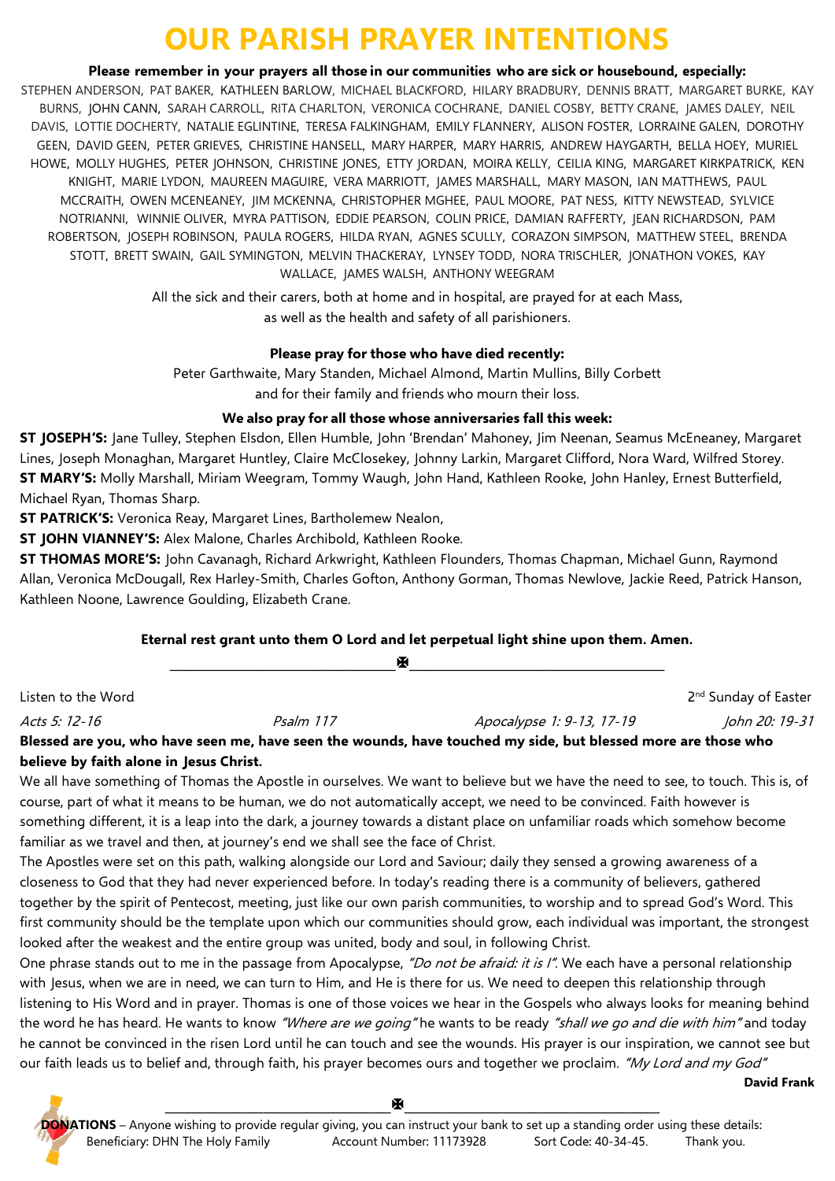# OUR PARISH PRAYER INTENTIONS

**Please remember in your prayers all those in our communities who are sick or housebound, especially:**

STEPHEN ANDERSON, PAT BAKER, KATHLEEN BARLOW, MICHAEL BLACKFORD, HILARY BRADBURY, DENNIS BRATT, MARGARET BURKE, KAY BURNS, JOHN CANN, SARAH CARROLL, RITA CHARLTON, VERONICA COCHRANE, DANIEL COSBY, BETTY CRANE, JAMES DALEY, NEIL DAVIS, LOTTIE DOCHERTY, NATALIE EGLINTINE, TERESA FALKINGHAM, EMILY FLANNERY, ALISON FOSTER, LORRAINE GALEN, DOROTHY GEEN, DAVID GEEN, PETER GRIEVES, CHRISTINE HANSELL, MARY HARPER, MARY HARRIS, ANDREW HAYGARTH, BELLA HOEY, MURIEL HOWE, MOLLY HUGHES, PETER JOHNSON, CHRISTINE JONES, ETTY JORDAN, MOIRA KELLY, CEILIA KING, MARGARET KIRKPATRICK, KEN KNIGHT, MARIE LYDON, MAUREEN MAGUIRE, VERA MARRIOTT, JAMES MARSHALL, MARY MASON, IAN MATTHEWS, PAUL MCCRAITH, OWEN MCENEANEY, JIM MCKENNA, CHRISTOPHER MGHEE, PAUL MOORE, PAT NESS, KITTY NEWSTEAD, SYLVICE NOTRIANNI, WINNIE OLIVER, MYRA PATTISON, EDDIE PEARSON, COLIN PRICE, DAMIAN RAFFERTY, JEAN RICHARDSON, PAM ROBERTSON, JOSEPH ROBINSON, PAULA ROGERS, HILDA RYAN, AGNES SCULLY, CORAZON SIMPSON, MATTHEW STEEL, BRENDA STOTT, BRETT SWAIN, GAIL SYMINGTON, MELVIN THACKERAY, LYNSEY TODD, NORA TRISCHLER, JONATHON VOKES, KAY WALLACE, JAMES WALSH, ANTHONY WEEGRAM

All the sick and their carers, both at home and in hospital, are prayed for at each Mass, as well as the health and safety of all parishioners.

**Please pray for those who have died recently:**

Peter Garthwaite, Mary Standen, Michael Almond, Martin Mullins, Billy Corbett and for their family and friends who mourn their loss.

**We also pray for all those whose anniversaries fall this week:**

**ST JOSEPH'S:** Jane Tulley, Stephen Elsdon, Ellen Humble, John 'Brendan' Mahoney, Jim Neenan, Seamus McEneaney, Margaret Lines, Joseph Monaghan, Margaret Huntley, Claire McClosekey, Johnny Larkin, Margaret Clifford, Nora Ward, Wilfred Storey.

**ST MARY'S:** Molly Marshall, Miriam Weegram, Tommy Waugh, John Hand, Kathleen Rooke, John Hanley, Ernest Butterfield, Michael Ryan, Thomas Sharp.

**ST PATRICK'S:** Veronica Reay, Margaret Lines, Bartholemew Nealon,

**ST JOHN VIANNEY'S:** Alex Malone, Charles Archibold, Kathleen Rooke.

**ST THOMAS MORE'S:** John Cavanagh, Richard Arkwright, Kathleen Flounders, Thomas Chapman, Michael Gunn, Raymond Allan, Veronica McDougall, Rex Harley-Smith, Charles Gofton, Anthony Gorman, Thomas Newlove, Jackie Reed, Patrick Hanson, Kathleen Noone, Lawrence Goulding, Elizabeth Crane.

**Eternal rest grant unto them O Lord and let perpetual light shine upon them. Amen.**

---

Listen to the Word — 2nd Sunday of Easter

*Acts 5: 12-16* | *Psalm 117* | *Apocalypse 1: 9-13, 17-19* | *John 20: 19-31*

**Blessed are you, who have seen me, have seen the wounds, have touched my side, but blessed more are those who believe by faith alone in Jesus Christ.**

We all have something of Thomas the Apostle in ourselves. We want to believe but we have the need to see, to touch. This is, of course, part of what it means to be human, we do not automatically accept, we need to be convinced. Faith however is something different, it is a leap into the dark, a journey towards a distant place on unfamiliar roads which somehow become familiar as we travel and then, at journey's end we shall see the face of Christ.

The Apostles were set on this path, walking alongside our Lord and Saviour; daily they sensed a growing awareness of a closeness to God that they had never experienced before. In today's reading there is a community of believers, gathered together by the spirit of Pentecost, meeting, just like our own parish communities, to worship and to spread God's Word. This first community should be the template upon which our communities should grow, each individual was important, the strongest looked after the weakest and the entire group was united, body and soul, in following Christ.

One phrase stands out to me in the passage from Apocalypse, *"Do not be afraid: it is I".* We each have a personal relationship with Jesus, when we are in need, we can turn to Him, and He is there for us. We need to deepen this relationship through listening to His Word and in prayer. Thomas is one of those voices we hear in the Gospels who always looks for meaning behind the word he has heard. He wants to know *"Where are we going"* he wants to be ready *"shall we go and die with him"* and today he cannot be convinced in the risen Lord until he can touch and see the wounds. His prayer is our inspiration, we cannot see but our faith leads us to belief and, through faith, his prayer becomes ours and together we proclaim. *"My Lord and my God"*

**David Frank**

---

**DONATIONS** – Anyone wishing to provide regular giving, you can instruct your bank to set up a standing order using these details:
Beneficiary: DHN The Holy Family  Account Number: 11173928  Sort Code: 40-34-45.  Thank you.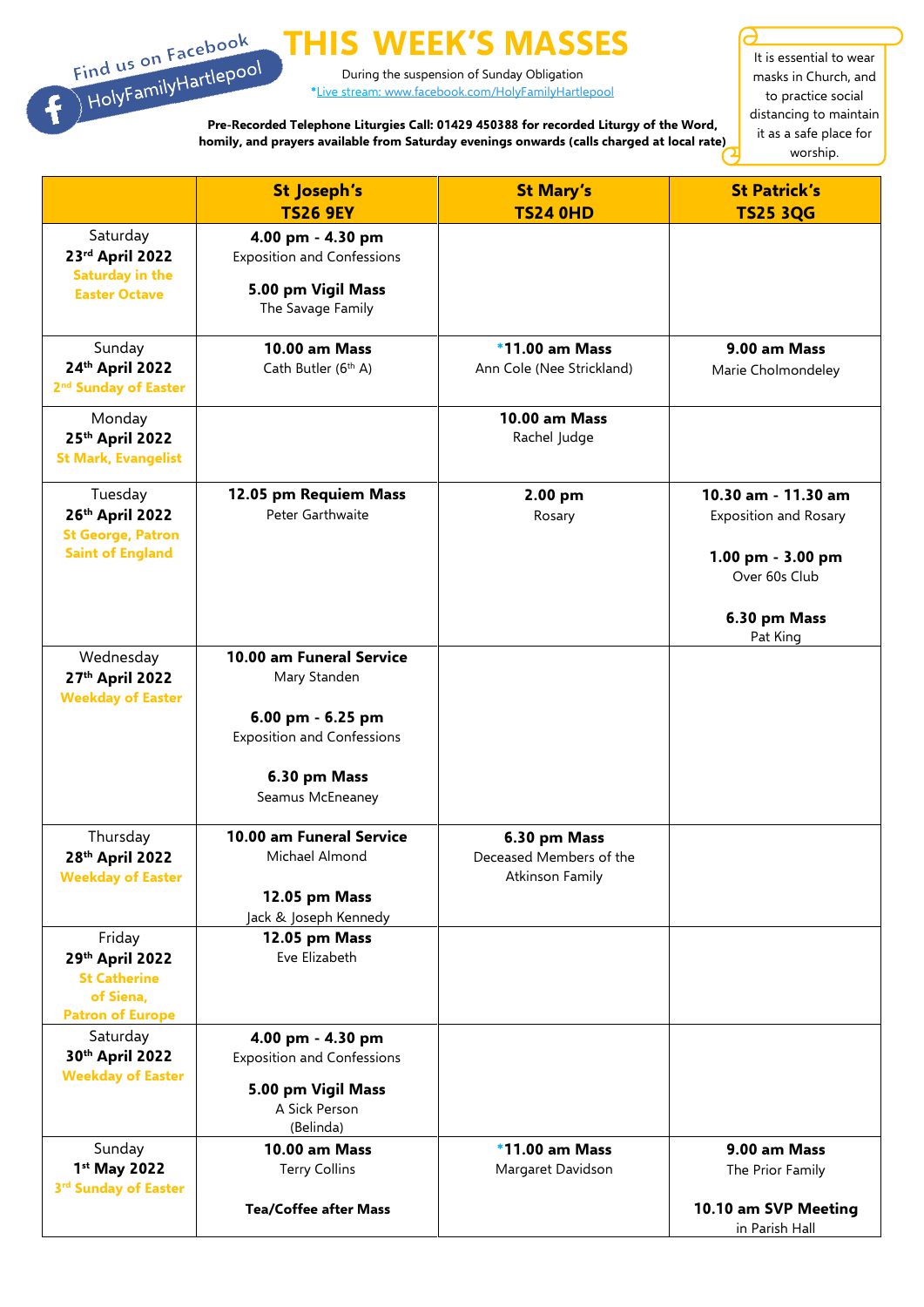Find us on Facebook
HolyFamilyHartlepool

# THIS WEEK'S MASSES

During the suspension of Sunday Obligation

*Live stream: www.facebook.com/HolyFamilyHartlepool

**Pre-Recorded Telephone Liturgies Call: 01429 450388 for recorded Liturgy of the Word, homily, and prayers available from Saturday evenings onwards (calls charged at local rate)**

It is essential to wear masks in Church, and to practice social distancing to maintain it as a safe place for worship.

| | **St Joseph's TS26 9EY** | **St Mary's TS24 0HD** | **St Patrick's TS25 3QG** |
|---|---|---|---|
| Saturday **23rd April 2022** **Saturday in the Easter Octave** | **4.00 pm - 4.30 pm** Exposition and Confessions<br><br>**5.00 pm Vigil Mass** The Savage Family | | |
| Sunday **24th April 2022** **2nd Sunday of Easter** | **10.00 am Mass** Cath Butler (6th A) | ***11.00 am Mass** Ann Cole (Nee Strickland) | **9.00 am Mass** Marie Cholmondeley |
| Monday **25th April 2022** **St Mark, Evangelist** | | **10.00 am Mass** Rachel Judge | |
| Tuesday **26th April 2022** **St George, Patron Saint of England** | **12.05 pm Requiem Mass** Peter Garthwaite | **2.00 pm** Rosary | **10.30 am - 11.30 am** Exposition and Rosary<br><br>**1.00 pm - 3.00 pm** Over 60s Club<br><br>**6.30 pm Mass** Pat King |
| Wednesday **27th April 2022** **Weekday of Easter** | **10.00 am Funeral Service** Mary Standen<br><br>**6.00 pm - 6.25 pm** Exposition and Confessions<br><br>**6.30 pm Mass** Seamus McEneaney | | |
| Thursday **28th April 2022** **Weekday of Easter** | **10.00 am Funeral Service** Michael Almond<br><br>**12.05 pm Mass** Jack & Joseph Kennedy | **6.30 pm Mass** Deceased Members of the Atkinson Family | |
| Friday **29th April 2022** **St Catherine of Siena, Patron of Europe** | **12.05 pm Mass** Eve Elizabeth | | |
| Saturday **30th April 2022** **Weekday of Easter** | **4.00 pm - 4.30 pm** Exposition and Confessions<br><br>**5.00 pm Vigil Mass** A Sick Person (Belinda) | | |
| Sunday **1st May 2022** **3rd Sunday of Easter** | **10.00 am Mass** Terry Collins<br><br>**Tea/Coffee after Mass** | ***11.00 am Mass** Margaret Davidson | **9.00 am Mass** The Prior Family<br><br>**10.10 am SVP Meeting** in Parish Hall |